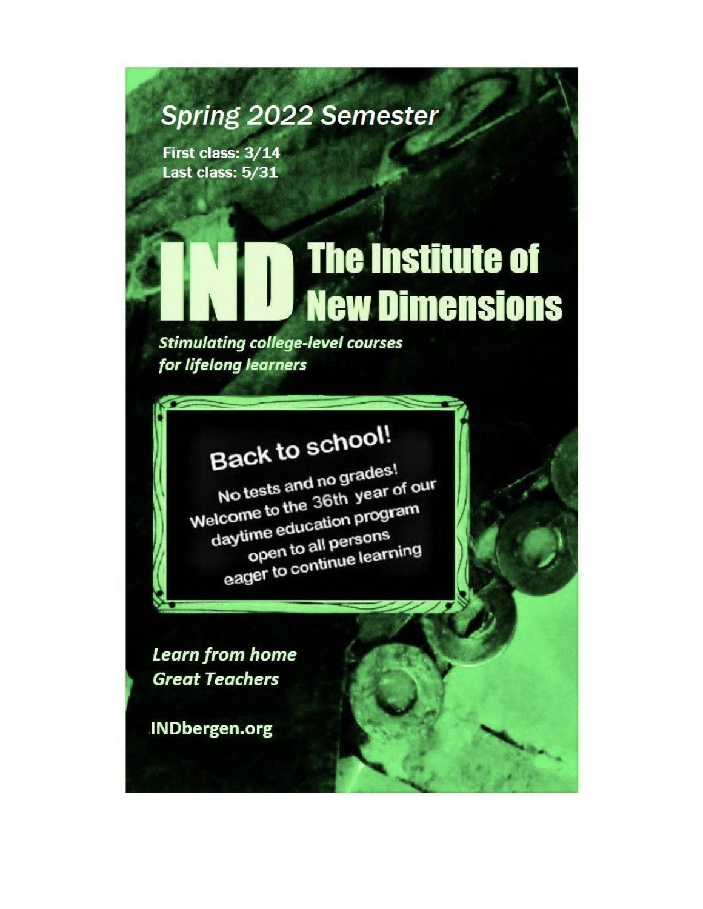## *Spring 2022 Semester*

**First class: 3/14**
**Last class: 5/31**

# IND The Institute of New Dimensions

***Stimulating college-level courses for lifelong learners***

### Back to school!

No tests and no grades!
Welcome to the 36th year of our daytime education program open to all persons eager to continue learning

***Learn from home***
***Great Teachers***

**INDbergen.org**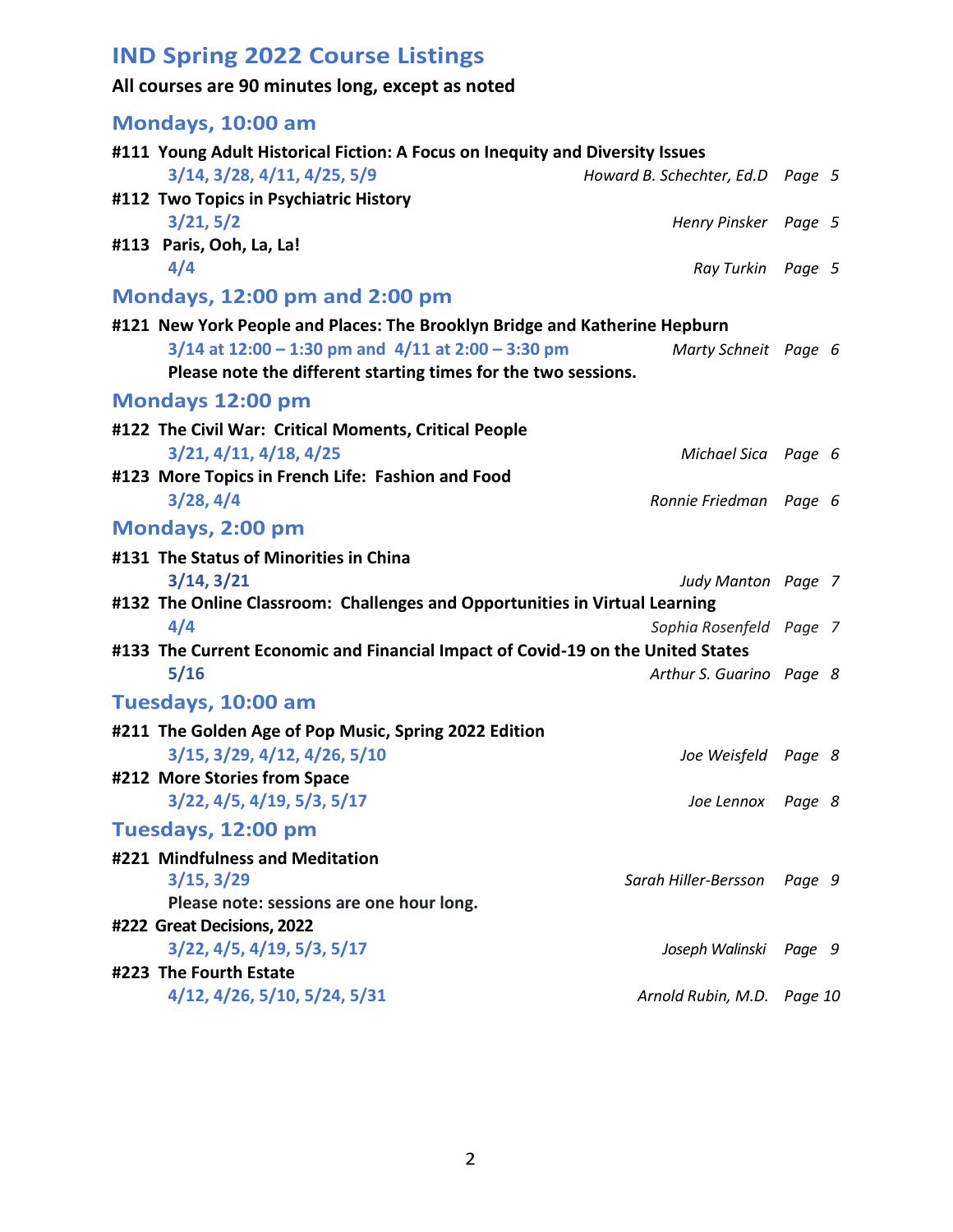# IND Spring 2022 Course Listings

**All courses are 90 minutes long, except as noted**

## Mondays, 10:00 am

**#111 Young Adult Historical Fiction: A Focus on Inequity and Diversity Issues**
**3/14, 3/28, 4/11, 4/25, 5/9** — *Howard B. Schechter, Ed.D* — *Page 5*

**#112 Two Topics in Psychiatric History**
**3/21, 5/2** — *Henry Pinsker* — *Page 5*

**#113 Paris, Ooh, La, La!**
**4/4** — *Ray Turkin* — *Page 5*

## Mondays, 12:00 pm and 2:00 pm

**#121 New York People and Places: The Brooklyn Bridge and Katherine Hepburn**
**3/14 at 12:00 – 1:30 pm and 4/11 at 2:00 – 3:30 pm** — *Marty Schneit* — *Page 6*
**Please note the different starting times for the two sessions.**

## Mondays 12:00 pm

**#122 The Civil War: Critical Moments, Critical People**
**3/21, 4/11, 4/18, 4/25** — *Michael Sica* — *Page 6*

**#123 More Topics in French Life: Fashion and Food**
**3/28, 4/4** — *Ronnie Friedman* — *Page 6*

## Mondays, 2:00 pm

**#131 The Status of Minorities in China**
**3/14, 3/21** — *Judy Manton* — *Page 7*

**#132 The Online Classroom: Challenges and Opportunities in Virtual Learning**
**4/4** — *Sophia Rosenfeld* — *Page 7*

**#133 The Current Economic and Financial Impact of Covid-19 on the United States**
**5/16** — *Arthur S. Guarino* — *Page 8*

## Tuesdays, 10:00 am

**#211 The Golden Age of Pop Music, Spring 2022 Edition**
**3/15, 3/29, 4/12, 4/26, 5/10** — *Joe Weisfeld* — *Page 8*

**#212 More Stories from Space**
**3/22, 4/5, 4/19, 5/3, 5/17** — *Joe Lennox* — *Page 8*

## Tuesdays, 12:00 pm

**#221 Mindfulness and Meditation**
**3/15, 3/29** — *Sarah Hiller-Bersson* — *Page 9*
**Please note: sessions are one hour long.**

**#222 Great Decisions, 2022**
**3/22, 4/5, 4/19, 5/3, 5/17** — *Joseph Walinski* — *Page 9*

**#223 The Fourth Estate**
**4/12, 4/26, 5/10, 5/24, 5/31** — *Arnold Rubin, M.D.* — *Page 10*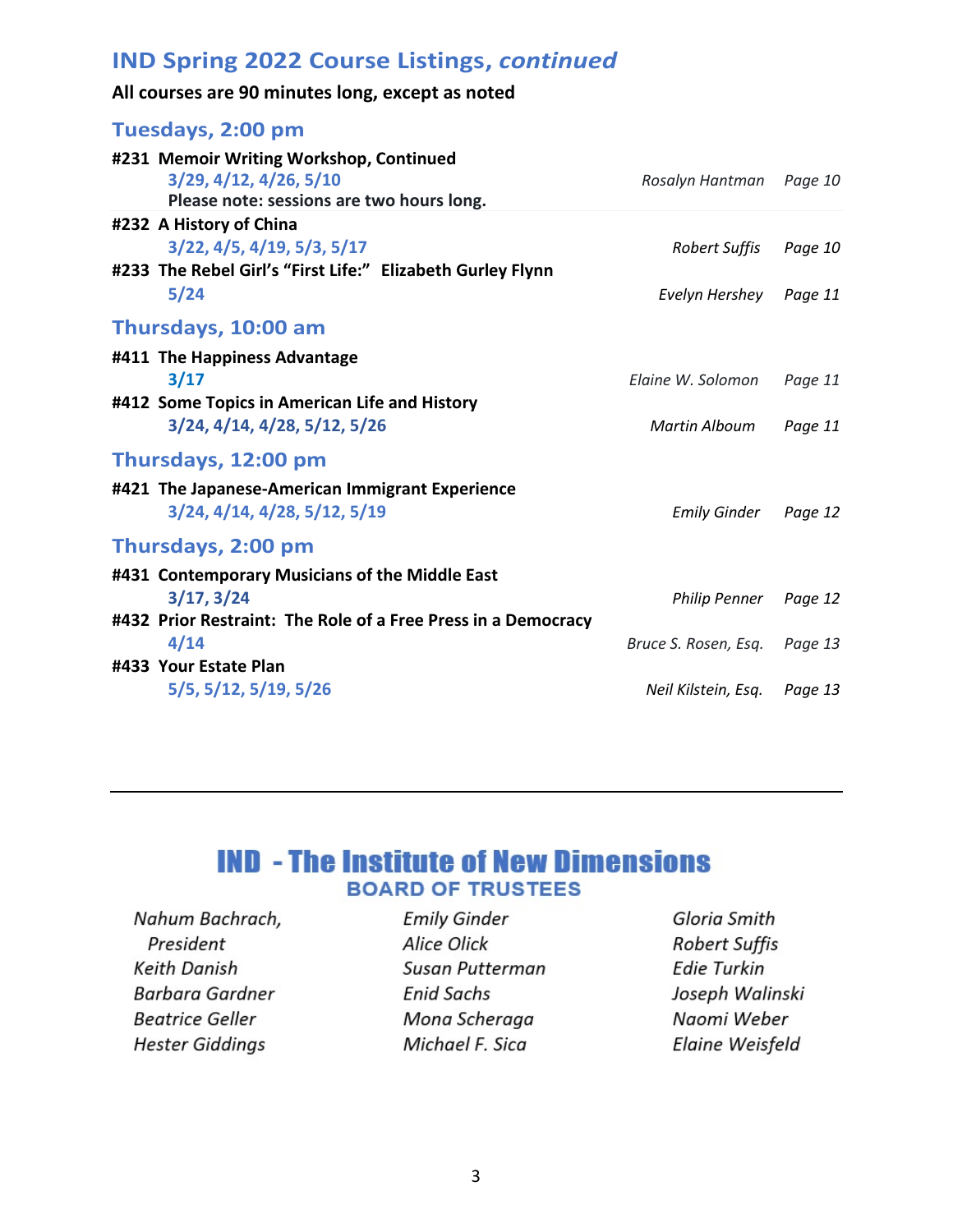## IND Spring 2022 Course Listings, *continued*

**All courses are 90 minutes long, except as noted**

### Tuesdays, 2:00 pm

**#231 Memoir Writing Workshop, Continued**
3/29, 4/12, 4/26, 5/10 — *Rosalyn Hantman* — *Page 10*
**Please note: sessions are two hours long.**

**#232 A History of China**
3/22, 4/5, 4/19, 5/3, 5/17 — *Robert Suffis* — *Page 10*

**#233 The Rebel Girl's "First Life:" Elizabeth Gurley Flynn**
5/24 — *Evelyn Hershey* — *Page 11*

### Thursdays, 10:00 am

**#411 The Happiness Advantage**
3/17 — *Elaine W. Solomon* — *Page 11*

**#412 Some Topics in American Life and History**
3/24, 4/14, 4/28, 5/12, 5/26 — *Martin Alboum* — *Page 11*

### Thursdays, 12:00 pm

**#421 The Japanese-American Immigrant Experience**
3/24, 4/14, 4/28, 5/12, 5/19 — *Emily Ginder* — *Page 12*

### Thursdays, 2:00 pm

**#431 Contemporary Musicians of the Middle East**
3/17, 3/24 — *Philip Penner* — *Page 12*

**#432 Prior Restraint: The Role of a Free Press in a Democracy**
4/14 — *Bruce S. Rosen, Esq.* — *Page 13*

**#433 Your Estate Plan**
5/5, 5/12, 5/19, 5/26 — *Neil Kilstein, Esq.* — *Page 13*

---

## IND - The Institute of New Dimensions

### BOARD OF TRUSTEES

*Nahum Bachrach, President*
*Keith Danish*
*Barbara Gardner*
*Beatrice Geller*
*Hester Giddings*
*Emily Ginder*
*Alice Olick*
*Susan Putterman*
*Enid Sachs*
*Mona Scheraga*
*Michael F. Sica*
*Gloria Smith*
*Robert Suffis*
*Edie Turkin*
*Joseph Walinski*
*Naomi Weber*
*Elaine Weisfeld*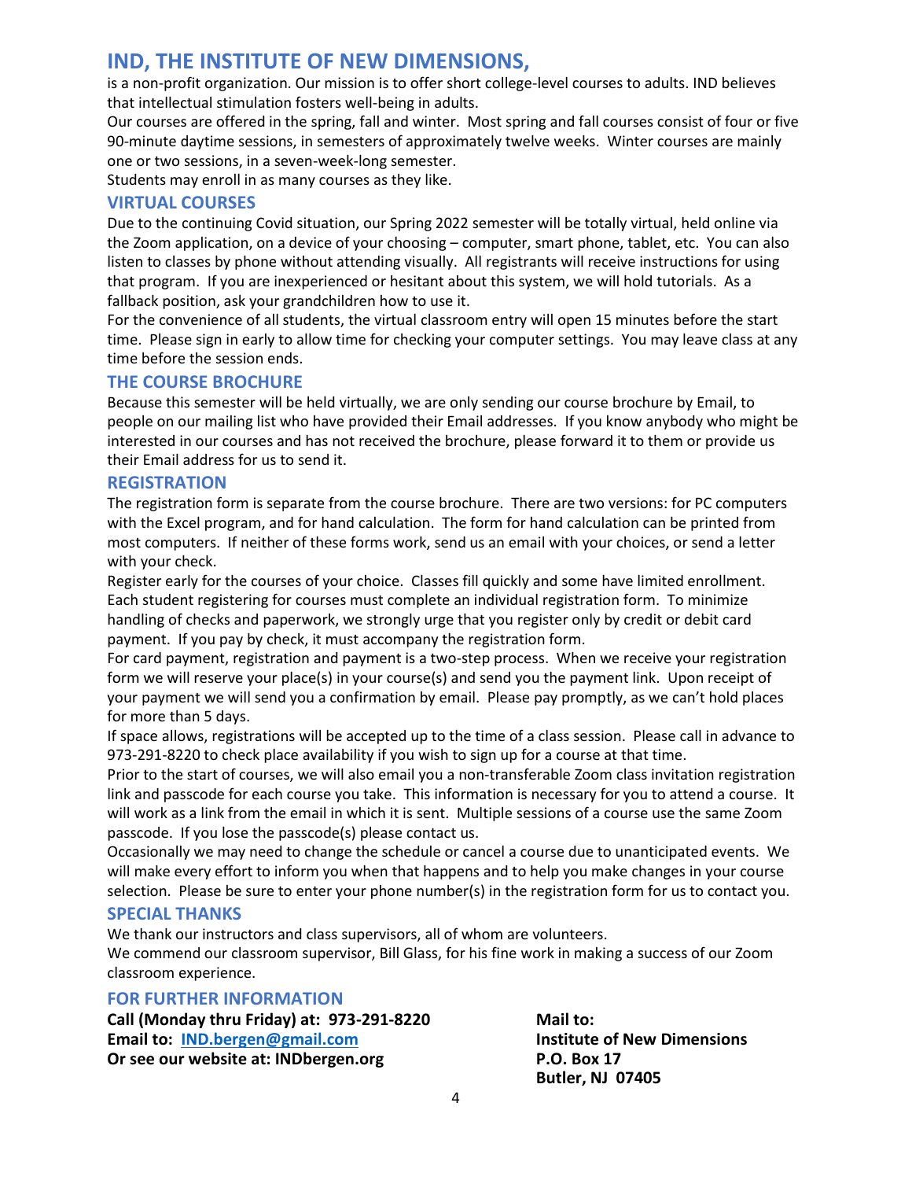# IND, THE INSTITUTE OF NEW DIMENSIONS,

is a non-profit organization. Our mission is to offer short college-level courses to adults. IND believes that intellectual stimulation fosters well-being in adults.

Our courses are offered in the spring, fall and winter. Most spring and fall courses consist of four or five 90-minute daytime sessions, in semesters of approximately twelve weeks. Winter courses are mainly one or two sessions, in a seven-week-long semester.

Students may enroll in as many courses as they like.

## VIRTUAL COURSES

Due to the continuing Covid situation, our Spring 2022 semester will be totally virtual, held online via the Zoom application, on a device of your choosing – computer, smart phone, tablet, etc. You can also listen to classes by phone without attending visually. All registrants will receive instructions for using that program. If you are inexperienced or hesitant about this system, we will hold tutorials. As a fallback position, ask your grandchildren how to use it.

For the convenience of all students, the virtual classroom entry will open 15 minutes before the start time. Please sign in early to allow time for checking your computer settings. You may leave class at any time before the session ends.

## THE COURSE BROCHURE

Because this semester will be held virtually, we are only sending our course brochure by Email, to people on our mailing list who have provided their Email addresses. If you know anybody who might be interested in our courses and has not received the brochure, please forward it to them or provide us their Email address for us to send it.

## REGISTRATION

The registration form is separate from the course brochure. There are two versions: for PC computers with the Excel program, and for hand calculation. The form for hand calculation can be printed from most computers. If neither of these forms work, send us an email with your choices, or send a letter with your check.

Register early for the courses of your choice. Classes fill quickly and some have limited enrollment. Each student registering for courses must complete an individual registration form. To minimize handling of checks and paperwork, we strongly urge that you register only by credit or debit card payment. If you pay by check, it must accompany the registration form.

For card payment, registration and payment is a two-step process. When we receive your registration form we will reserve your place(s) in your course(s) and send you the payment link. Upon receipt of your payment we will send you a confirmation by email. Please pay promptly, as we can't hold places for more than 5 days.

If space allows, registrations will be accepted up to the time of a class session. Please call in advance to 973-291-8220 to check place availability if you wish to sign up for a course at that time.

Prior to the start of courses, we will also email you a non-transferable Zoom class invitation registration link and passcode for each course you take. This information is necessary for you to attend a course. It will work as a link from the email in which it is sent. Multiple sessions of a course use the same Zoom passcode. If you lose the passcode(s) please contact us.

Occasionally we may need to change the schedule or cancel a course due to unanticipated events. We will make every effort to inform you when that happens and to help you make changes in your course selection. Please be sure to enter your phone number(s) in the registration form for us to contact you.

## SPECIAL THANKS

We thank our instructors and class supervisors, all of whom are volunteers.

We commend our classroom supervisor, Bill Glass, for his fine work in making a success of our Zoom classroom experience.

## FOR FURTHER INFORMATION

**Call (Monday thru Friday) at: 973-291-8220**
**Email to: IND.bergen@gmail.com**
**Or see our website at: INDbergen.org**

**Mail to:**
**Institute of New Dimensions**
**P.O. Box 17**
**Butler, NJ 07405**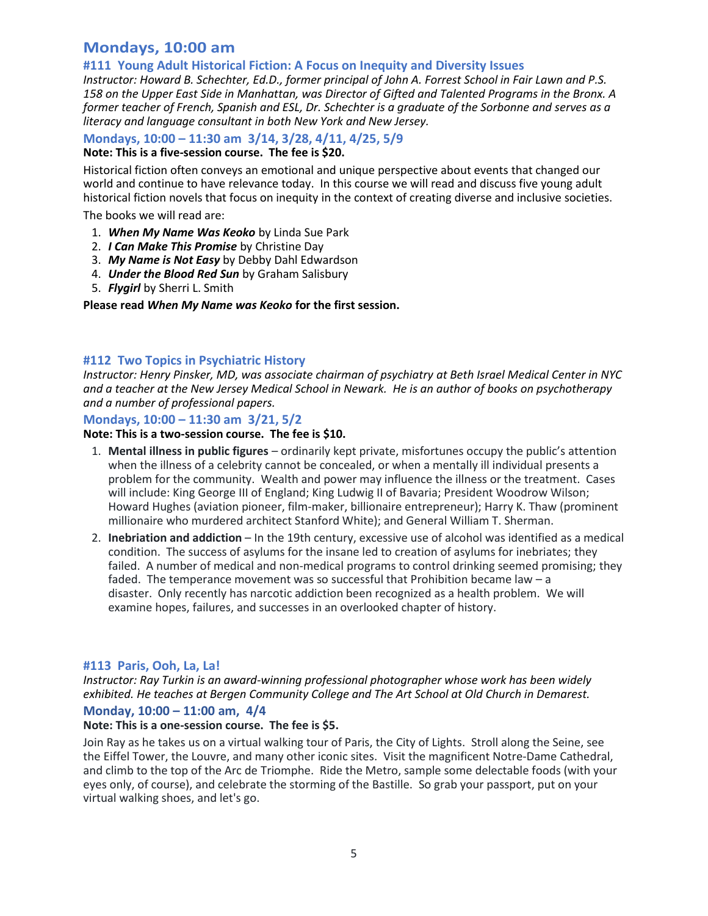# Mondays, 10:00 am

### #111 Young Adult Historical Fiction: A Focus on Inequity and Diversity Issues

*Instructor: Howard B. Schechter, Ed.D., former principal of John A. Forrest School in Fair Lawn and P.S. 158 on the Upper East Side in Manhattan, was Director of Gifted and Talented Programs in the Bronx. A former teacher of French, Spanish and ESL, Dr. Schechter is a graduate of the Sorbonne and serves as a literacy and language consultant in both New York and New Jersey.*

### Mondays, 10:00 – 11:30 am 3/14, 3/28, 4/11, 4/25, 5/9

**Note: This is a five-session course. The fee is $20.**

Historical fiction often conveys an emotional and unique perspective about events that changed our world and continue to have relevance today. In this course we will read and discuss five young adult historical fiction novels that focus on inequity in the context of creating diverse and inclusive societies.

The books we will read are:

1. ***When My Name Was Keoko*** by Linda Sue Park
2. ***I Can Make This Promise*** by Christine Day
3. ***My Name is Not Easy*** by Debby Dahl Edwardson
4. ***Under the Blood Red Sun*** by Graham Salisbury
5. ***Flygirl*** by Sherri L. Smith

**Please read *When My Name was Keoko* for the first session.**

### #112 Two Topics in Psychiatric History

*Instructor: Henry Pinsker, MD, was associate chairman of psychiatry at Beth Israel Medical Center in NYC and a teacher at the New Jersey Medical School in Newark. He is an author of books on psychotherapy and a number of professional papers.*

### Mondays, 10:00 – 11:30 am 3/21, 5/2

**Note: This is a two-session course. The fee is $10.**

1. **Mental illness in public figures** – ordinarily kept private, misfortunes occupy the public's attention when the illness of a celebrity cannot be concealed, or when a mentally ill individual presents a problem for the community. Wealth and power may influence the illness or the treatment. Cases will include: King George III of England; King Ludwig II of Bavaria; President Woodrow Wilson; Howard Hughes (aviation pioneer, film-maker, billionaire entrepreneur); Harry K. Thaw (prominent millionaire who murdered architect Stanford White); and General William T. Sherman.
2. **Inebriation and addiction** – In the 19th century, excessive use of alcohol was identified as a medical condition. The success of asylums for the insane led to creation of asylums for inebriates; they failed. A number of medical and non-medical programs to control drinking seemed promising; they faded. The temperance movement was so successful that Prohibition became law – a disaster. Only recently has narcotic addiction been recognized as a health problem. We will examine hopes, failures, and successes in an overlooked chapter of history.

### #113 Paris, Ooh, La, La!

*Instructor: Ray Turkin is an award-winning professional photographer whose work has been widely exhibited. He teaches at Bergen Community College and The Art School at Old Church in Demarest.*

### Monday, 10:00 – 11:00 am, 4/4

**Note: This is a one-session course. The fee is $5.**

Join Ray as he takes us on a virtual walking tour of Paris, the City of Lights. Stroll along the Seine, see the Eiffel Tower, the Louvre, and many other iconic sites. Visit the magnificent Notre-Dame Cathedral, and climb to the top of the Arc de Triomphe. Ride the Metro, sample some delectable foods (with your eyes only, of course), and celebrate the storming of the Bastille. So grab your passport, put on your virtual walking shoes, and let's go.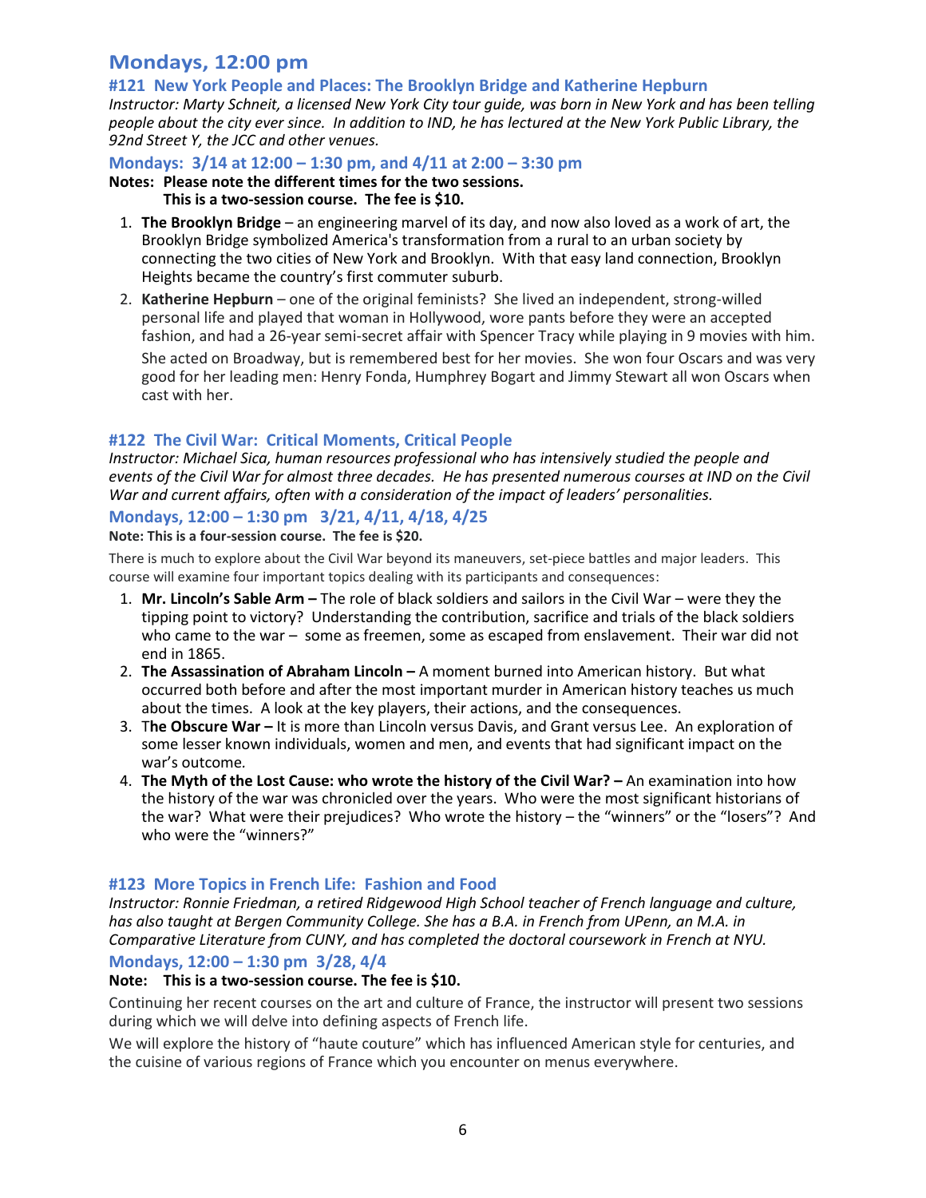# Mondays, 12:00 pm

## #121 New York People and Places: The Brooklyn Bridge and Katherine Hepburn

*Instructor: Marty Schneit, a licensed New York City tour guide, was born in New York and has been telling people about the city ever since. In addition to IND, he has lectured at the New York Public Library, the 92nd Street Y, the JCC and other venues.*

### Mondays: 3/14 at 12:00 – 1:30 pm, and 4/11 at 2:00 – 3:30 pm

**Notes: Please note the different times for the two sessions.**
**This is a two-session course. The fee is $10.**

1. **The Brooklyn Bridge** – an engineering marvel of its day, and now also loved as a work of art, the Brooklyn Bridge symbolized America's transformation from a rural to an urban society by connecting the two cities of New York and Brooklyn. With that easy land connection, Brooklyn Heights became the country's first commuter suburb.
2. **Katherine Hepburn** – one of the original feminists? She lived an independent, strong-willed personal life and played that woman in Hollywood, wore pants before they were an accepted fashion, and had a 26-year semi-secret affair with Spencer Tracy while playing in 9 movies with him.

   She acted on Broadway, but is remembered best for her movies. She won four Oscars and was very good for her leading men: Henry Fonda, Humphrey Bogart and Jimmy Stewart all won Oscars when cast with her.

## #122 The Civil War: Critical Moments, Critical People

*Instructor: Michael Sica, human resources professional who has intensively studied the people and events of the Civil War for almost three decades. He has presented numerous courses at IND on the Civil War and current affairs, often with a consideration of the impact of leaders' personalities.*

### Mondays, 12:00 – 1:30 pm 3/21, 4/11, 4/18, 4/25

**Note: This is a four-session course. The fee is $20.**

There is much to explore about the Civil War beyond its maneuvers, set-piece battles and major leaders. This course will examine four important topics dealing with its participants and consequences:

1. **Mr. Lincoln's Sable Arm –** The role of black soldiers and sailors in the Civil War – were they the tipping point to victory? Understanding the contribution, sacrifice and trials of the black soldiers who came to the war – some as freemen, some as escaped from enslavement. Their war did not end in 1865.
2. **The Assassination of Abraham Lincoln –** A moment burned into American history. But what occurred both before and after the most important murder in American history teaches us much about the times. A look at the key players, their actions, and the consequences.
3. **The Obscure War –** It is more than Lincoln versus Davis, and Grant versus Lee. An exploration of some lesser known individuals, women and men, and events that had significant impact on the war's outcome.
4. **The Myth of the Lost Cause: who wrote the history of the Civil War? –** An examination into how the history of the war was chronicled over the years. Who were the most significant historians of the war? What were their prejudices? Who wrote the history – the "winners" or the "losers"? And who were the "winners?"

## #123 More Topics in French Life: Fashion and Food

*Instructor: Ronnie Friedman, a retired Ridgewood High School teacher of French language and culture, has also taught at Bergen Community College. She has a B.A. in French from UPenn, an M.A. in Comparative Literature from CUNY, and has completed the doctoral coursework in French at NYU.*

### Mondays, 12:00 – 1:30 pm 3/28, 4/4

**Note: This is a two-session course. The fee is $10.**

Continuing her recent courses on the art and culture of France, the instructor will present two sessions during which we will delve into defining aspects of French life.

We will explore the history of "haute couture" which has influenced American style for centuries, and the cuisine of various regions of France which you encounter on menus everywhere.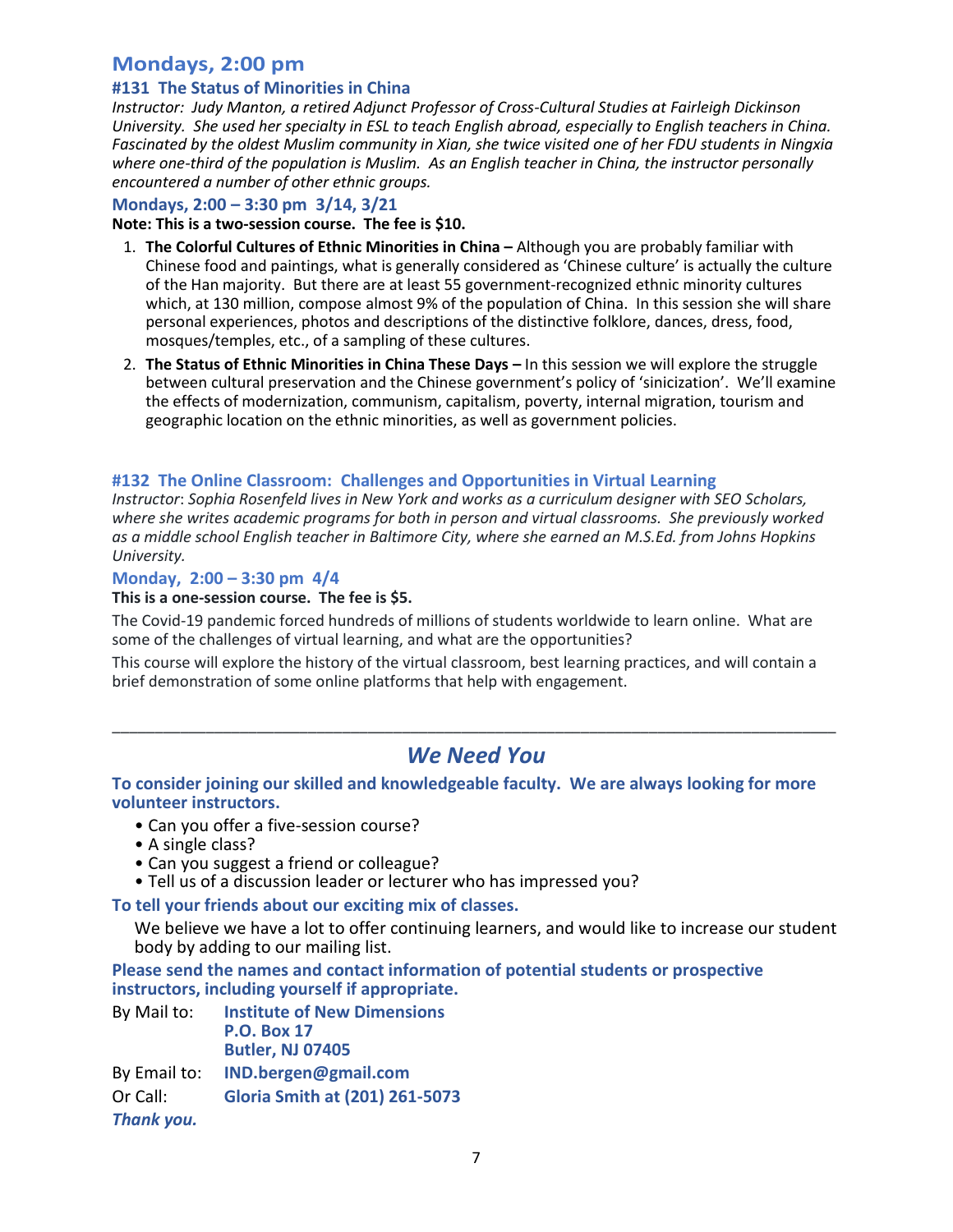## Mondays, 2:00 pm

### #131 The Status of Minorities in China

*Instructor: Judy Manton, a retired Adjunct Professor of Cross-Cultural Studies at Fairleigh Dickinson University. She used her specialty in ESL to teach English abroad, especially to English teachers in China. Fascinated by the oldest Muslim community in Xian, she twice visited one of her FDU students in Ningxia where one-third of the population is Muslim. As an English teacher in China, the instructor personally encountered a number of other ethnic groups.*

**Mondays, 2:00 – 3:30 pm 3/14, 3/21**

**Note: This is a two-session course. The fee is $10.**

1. **The Colorful Cultures of Ethnic Minorities in China –** Although you are probably familiar with Chinese food and paintings, what is generally considered as 'Chinese culture' is actually the culture of the Han majority. But there are at least 55 government-recognized ethnic minority cultures which, at 130 million, compose almost 9% of the population of China. In this session she will share personal experiences, photos and descriptions of the distinctive folklore, dances, dress, food, mosques/temples, etc., of a sampling of these cultures.
2. **The Status of Ethnic Minorities in China These Days –** In this session we will explore the struggle between cultural preservation and the Chinese government's policy of 'sinicization'. We'll examine the effects of modernization, communism, capitalism, poverty, internal migration, tourism and geographic location on the ethnic minorities, as well as government policies.

### #132 The Online Classroom: Challenges and Opportunities in Virtual Learning

*Instructor: Sophia Rosenfeld lives in New York and works as a curriculum designer with SEO Scholars, where she writes academic programs for both in person and virtual classrooms. She previously worked as a middle school English teacher in Baltimore City, where she earned an M.S.Ed. from Johns Hopkins University.*

**Monday, 2:00 – 3:30 pm 4/4**

**This is a one-session course. The fee is $5.**

The Covid-19 pandemic forced hundreds of millions of students worldwide to learn online. What are some of the challenges of virtual learning, and what are the opportunities?

This course will explore the history of the virtual classroom, best learning practices, and will contain a brief demonstration of some online platforms that help with engagement.

---

## *We Need You*

**To consider joining our skilled and knowledgeable faculty. We are always looking for more volunteer instructors.**

- Can you offer a five-session course?
- A single class?
- Can you suggest a friend or colleague?
- Tell us of a discussion leader or lecturer who has impressed you?

**To tell your friends about our exciting mix of classes.**

We believe we have a lot to offer continuing learners, and would like to increase our student body by adding to our mailing list.

**Please send the names and contact information of potential students or prospective instructors, including yourself if appropriate.**

By Mail to: **Institute of New Dimensions**
**P.O. Box 17**
**Butler, NJ 07405**

By Email to: **IND.bergen@gmail.com**

Or Call: **Gloria Smith at (201) 261-5073**

***Thank you.***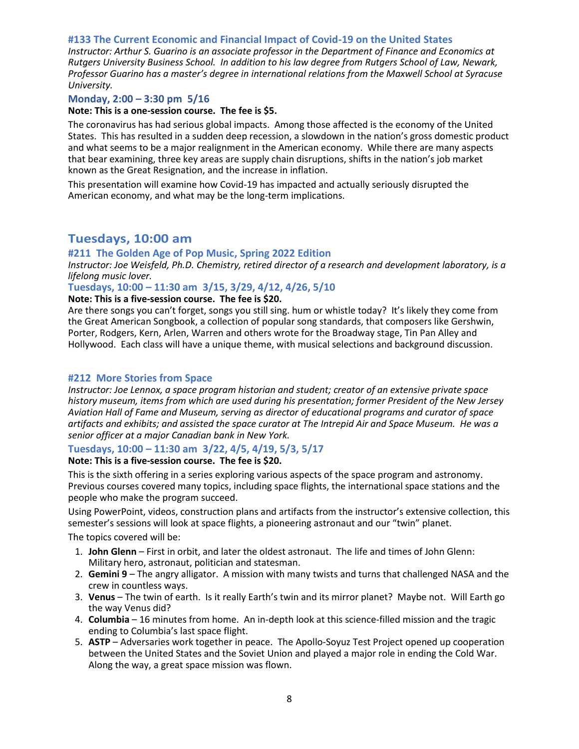### #133 The Current Economic and Financial Impact of Covid-19 on the United States

*Instructor: Arthur S. Guarino is an associate professor in the Department of Finance and Economics at Rutgers University Business School. In addition to his law degree from Rutgers School of Law, Newark, Professor Guarino has a master's degree in international relations from the Maxwell School at Syracuse University.*

### Monday, 2:00 – 3:30 pm 5/16

**Note: This is a one-session course. The fee is $5.**

The coronavirus has had serious global impacts. Among those affected is the economy of the United States. This has resulted in a sudden deep recession, a slowdown in the nation's gross domestic product and what seems to be a major realignment in the American economy. While there are many aspects that bear examining, three key areas are supply chain disruptions, shifts in the nation's job market known as the Great Resignation, and the increase in inflation.

This presentation will examine how Covid-19 has impacted and actually seriously disrupted the American economy, and what may be the long-term implications.

## Tuesdays, 10:00 am

### #211 The Golden Age of Pop Music, Spring 2022 Edition

*Instructor: Joe Weisfeld, Ph.D. Chemistry, retired director of a research and development laboratory, is a lifelong music lover.*

### Tuesdays, 10:00 – 11:30 am 3/15, 3/29, 4/12, 4/26, 5/10

**Note: This is a five-session course. The fee is $20.**

Are there songs you can't forget, songs you still sing. hum or whistle today? It's likely they come from the Great American Songbook, a collection of popular song standards, that composers like Gershwin, Porter, Rodgers, Kern, Arlen, Warren and others wrote for the Broadway stage, Tin Pan Alley and Hollywood. Each class will have a unique theme, with musical selections and background discussion.

### #212 More Stories from Space

*Instructor: Joe Lennox, a space program historian and student; creator of an extensive private space history museum, items from which are used during his presentation; former President of the New Jersey Aviation Hall of Fame and Museum, serving as director of educational programs and curator of space artifacts and exhibits; and assisted the space curator at The Intrepid Air and Space Museum. He was a senior officer at a major Canadian bank in New York.*

### Tuesdays, 10:00 – 11:30 am 3/22, 4/5, 4/19, 5/3, 5/17

**Note: This is a five-session course. The fee is $20.**

This is the sixth offering in a series exploring various aspects of the space program and astronomy. Previous courses covered many topics, including space flights, the international space stations and the people who make the program succeed.

Using PowerPoint, videos, construction plans and artifacts from the instructor's extensive collection, this semester's sessions will look at space flights, a pioneering astronaut and our "twin" planet.

The topics covered will be:

1. **John Glenn** – First in orbit, and later the oldest astronaut. The life and times of John Glenn: Military hero, astronaut, politician and statesman.
2. **Gemini 9** – The angry alligator. A mission with many twists and turns that challenged NASA and the crew in countless ways.
3. **Venus** – The twin of earth. Is it really Earth's twin and its mirror planet? Maybe not. Will Earth go the way Venus did?
4. **Columbia** – 16 minutes from home. An in-depth look at this science-filled mission and the tragic ending to Columbia's last space flight.
5. **ASTP** – Adversaries work together in peace. The Apollo-Soyuz Test Project opened up cooperation between the United States and the Soviet Union and played a major role in ending the Cold War. Along the way, a great space mission was flown.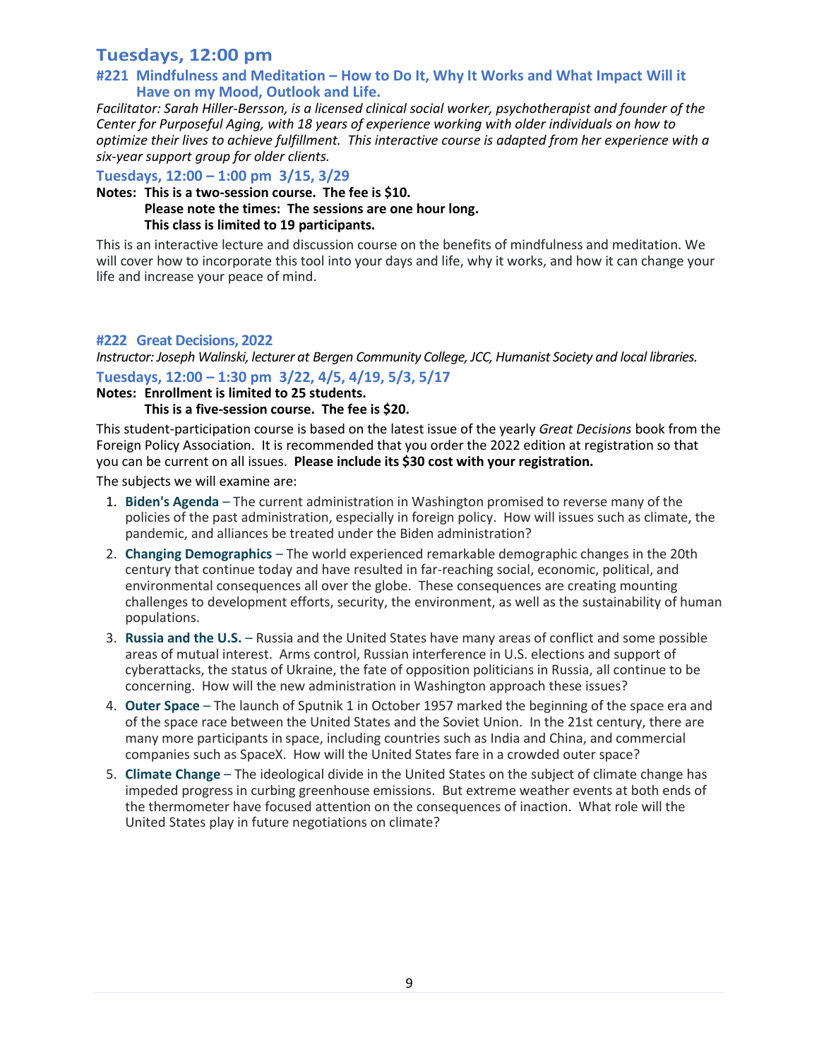## Tuesdays, 12:00 pm

### #221 Mindfulness and Meditation – How to Do It, Why It Works and What Impact Will it Have on my Mood, Outlook and Life.

*Facilitator: Sarah Hiller-Bersson, is a licensed clinical social worker, psychotherapist and founder of the Center for Purposeful Aging, with 18 years of experience working with older individuals on how to optimize their lives to achieve fulfillment. This interactive course is adapted from her experience with a six-year support group for older clients.*

**Tuesdays, 12:00 – 1:00 pm 3/15, 3/29**

**Notes: This is a two-session course. The fee is $10.**
**Please note the times: The sessions are one hour long.**
**This class is limited to 19 participants.**

This is an interactive lecture and discussion course on the benefits of mindfulness and meditation. We will cover how to incorporate this tool into your days and life, why it works, and how it can change your life and increase your peace of mind.

### #222 Great Decisions, 2022

*Instructor: Joseph Walinski, lecturer at Bergen Community College, JCC, Humanist Society and local libraries.*

**Tuesdays, 12:00 – 1:30 pm 3/22, 4/5, 4/19, 5/3, 5/17**

**Notes: Enrollment is limited to 25 students.**
**This is a five-session course. The fee is $20.**

This student-participation course is based on the latest issue of the yearly *Great Decisions* book from the Foreign Policy Association. It is recommended that you order the 2022 edition at registration so that you can be current on all issues. **Please include its $30 cost with your registration.**

The subjects we will examine are:

1. **Biden's Agenda** – The current administration in Washington promised to reverse many of the policies of the past administration, especially in foreign policy. How will issues such as climate, the pandemic, and alliances be treated under the Biden administration?
2. **Changing Demographics** – The world experienced remarkable demographic changes in the 20th century that continue today and have resulted in far-reaching social, economic, political, and environmental consequences all over the globe. These consequences are creating mounting challenges to development efforts, security, the environment, as well as the sustainability of human populations.
3. **Russia and the U.S.** – Russia and the United States have many areas of conflict and some possible areas of mutual interest. Arms control, Russian interference in U.S. elections and support of cyberattacks, the status of Ukraine, the fate of opposition politicians in Russia, all continue to be concerning. How will the new administration in Washington approach these issues?
4. **Outer Space** – The launch of Sputnik 1 in October 1957 marked the beginning of the space era and of the space race between the United States and the Soviet Union. In the 21st century, there are many more participants in space, including countries such as India and China, and commercial companies such as SpaceX. How will the United States fare in a crowded outer space?
5. **Climate Change** – The ideological divide in the United States on the subject of climate change has impeded progress in curbing greenhouse emissions. But extreme weather events at both ends of the thermometer have focused attention on the consequences of inaction. What role will the United States play in future negotiations on climate?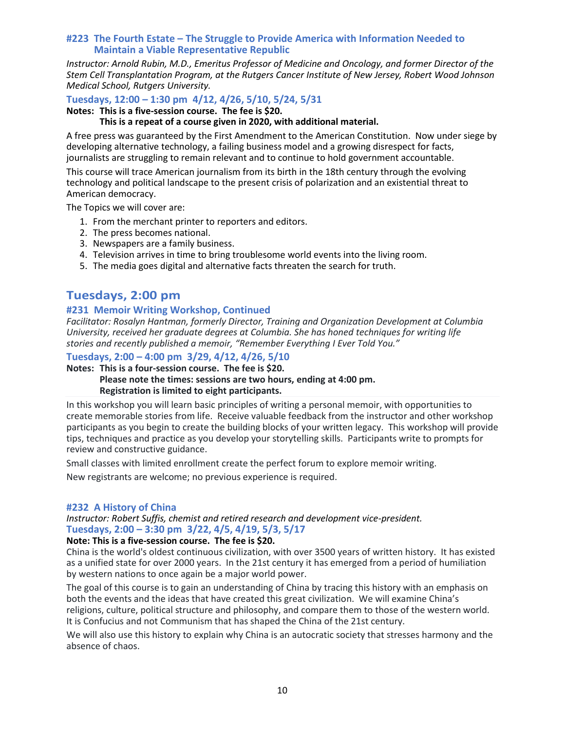### #223 The Fourth Estate – The Struggle to Provide America with Information Needed to Maintain a Viable Representative Republic

*Instructor: Arnold Rubin, M.D., Emeritus Professor of Medicine and Oncology, and former Director of the Stem Cell Transplantation Program, at the Rutgers Cancer Institute of New Jersey, Robert Wood Johnson Medical School, Rutgers University.*

**Tuesdays, 12:00 – 1:30 pm 4/12, 4/26, 5/10, 5/24, 5/31**

**Notes: This is a five-session course. The fee is $20.**
**This is a repeat of a course given in 2020, with additional material.**

A free press was guaranteed by the First Amendment to the American Constitution. Now under siege by developing alternative technology, a failing business model and a growing disrespect for facts, journalists are struggling to remain relevant and to continue to hold government accountable.

This course will trace American journalism from its birth in the 18th century through the evolving technology and political landscape to the present crisis of polarization and an existential threat to American democracy.

The Topics we will cover are:

1. From the merchant printer to reporters and editors.
2. The press becomes national.
3. Newspapers are a family business.
4. Television arrives in time to bring troublesome world events into the living room.
5. The media goes digital and alternative facts threaten the search for truth.

## Tuesdays, 2:00 pm

### #231 Memoir Writing Workshop, Continued

*Facilitator: Rosalyn Hantman, formerly Director, Training and Organization Development at Columbia University, received her graduate degrees at Columbia. She has honed techniques for writing life stories and recently published a memoir, "Remember Everything I Ever Told You."*

**Tuesdays, 2:00 – 4:00 pm 3/29, 4/12, 4/26, 5/10**

**Notes: This is a four-session course. The fee is $20.**
**Please note the times: sessions are two hours, ending at 4:00 pm.**
**Registration is limited to eight participants.**

In this workshop you will learn basic principles of writing a personal memoir, with opportunities to create memorable stories from life. Receive valuable feedback from the instructor and other workshop participants as you begin to create the building blocks of your written legacy. This workshop will provide tips, techniques and practice as you develop your storytelling skills. Participants write to prompts for review and constructive guidance.

Small classes with limited enrollment create the perfect forum to explore memoir writing.

New registrants are welcome; no previous experience is required.

### #232 A History of China

*Instructor: Robert Suffis, chemist and retired research and development vice-president.*

**Tuesdays, 2:00 – 3:30 pm 3/22, 4/5, 4/19, 5/3, 5/17**

**Note: This is a five-session course. The fee is $20.**

China is the world's oldest continuous civilization, with over 3500 years of written history. It has existed as a unified state for over 2000 years. In the 21st century it has emerged from a period of humiliation by western nations to once again be a major world power.

The goal of this course is to gain an understanding of China by tracing this history with an emphasis on both the events and the ideas that have created this great civilization. We will examine China's religions, culture, political structure and philosophy, and compare them to those of the western world. It is Confucius and not Communism that has shaped the China of the 21st century.

We will also use this history to explain why China is an autocratic society that stresses harmony and the absence of chaos.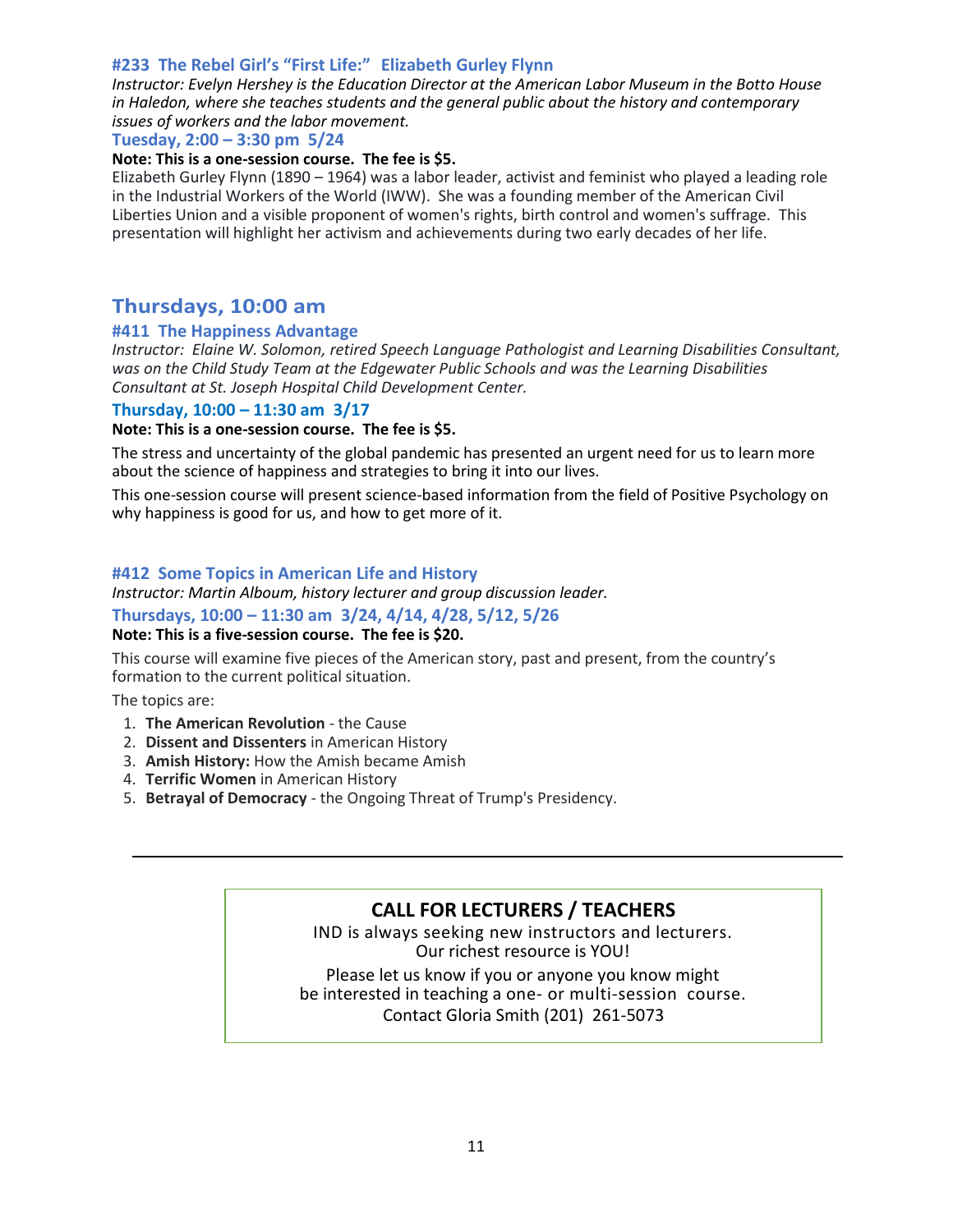### #233 The Rebel Girl's "First Life:" Elizabeth Gurley Flynn

*Instructor: Evelyn Hershey is the Education Director at the American Labor Museum in the Botto House in Haledon, where she teaches students and the general public about the history and contemporary issues of workers and the labor movement.*

**Tuesday, 2:00 – 3:30 pm 5/24**

**Note: This is a one-session course. The fee is $5.**

Elizabeth Gurley Flynn (1890 – 1964) was a labor leader, activist and feminist who played a leading role in the Industrial Workers of the World (IWW). She was a founding member of the American Civil Liberties Union and a visible proponent of women's rights, birth control and women's suffrage. This presentation will highlight her activism and achievements during two early decades of her life.

## Thursdays, 10:00 am

### #411 The Happiness Advantage

*Instructor: Elaine W. Solomon, retired Speech Language Pathologist and Learning Disabilities Consultant, was on the Child Study Team at the Edgewater Public Schools and was the Learning Disabilities Consultant at St. Joseph Hospital Child Development Center.*

**Thursday, 10:00 – 11:30 am 3/17**

**Note: This is a one-session course. The fee is $5.**

The stress and uncertainty of the global pandemic has presented an urgent need for us to learn more about the science of happiness and strategies to bring it into our lives.

This one-session course will present science-based information from the field of Positive Psychology on why happiness is good for us, and how to get more of it.

### #412 Some Topics in American Life and History

*Instructor: Martin Alboum, history lecturer and group discussion leader.*

**Thursdays, 10:00 – 11:30 am 3/24, 4/14, 4/28, 5/12, 5/26**

**Note: This is a five-session course. The fee is $20.**

This course will examine five pieces of the American story, past and present, from the country's formation to the current political situation.

The topics are:

1. **The American Revolution** - the Cause
2. **Dissent and Dissenters** in American History
3. **Amish History:** How the Amish became Amish
4. **Terrific Women** in American History
5. **Betrayal of Democracy** - the Ongoing Threat of Trump's Presidency.

---

**CALL FOR LECTURERS / TEACHERS**

IND is always seeking new instructors and lecturers.
Our richest resource is YOU!

Please let us know if you or anyone you know might be interested in teaching a one- or multi-session course.
Contact Gloria Smith (201) 261-5073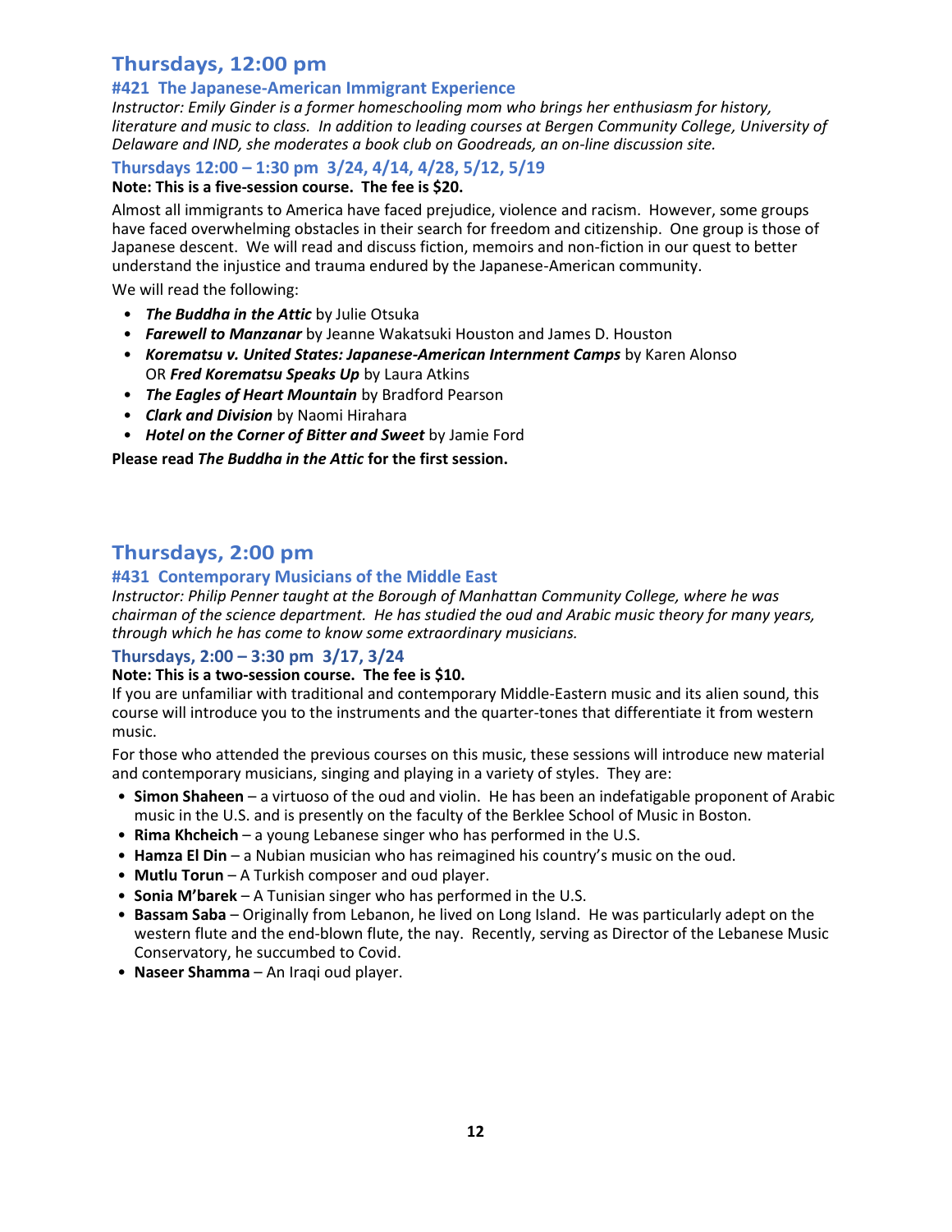## Thursdays, 12:00 pm

### #421 The Japanese-American Immigrant Experience

*Instructor: Emily Ginder is a former homeschooling mom who brings her enthusiasm for history, literature and music to class. In addition to leading courses at Bergen Community College, University of Delaware and IND, she moderates a book club on Goodreads, an on-line discussion site.*

### Thursdays 12:00 – 1:30 pm 3/24, 4/14, 4/28, 5/12, 5/19

**Note: This is a five-session course. The fee is $20.**

Almost all immigrants to America have faced prejudice, violence and racism. However, some groups have faced overwhelming obstacles in their search for freedom and citizenship. One group is those of Japanese descent. We will read and discuss fiction, memoirs and non-fiction in our quest to better understand the injustice and trauma endured by the Japanese-American community.

We will read the following:

- ***The Buddha in the Attic*** by Julie Otsuka
- ***Farewell to Manzanar*** by Jeanne Wakatsuki Houston and James D. Houston
- ***Korematsu v. United States: Japanese-American Internment Camps*** by Karen Alonso OR ***Fred Korematsu Speaks Up*** by Laura Atkins
- ***The Eagles of Heart Mountain*** by Bradford Pearson
- ***Clark and Division*** by Naomi Hirahara
- ***Hotel on the Corner of Bitter and Sweet*** by Jamie Ford

**Please read *The Buddha in the Attic* for the first session.**

## Thursdays, 2:00 pm

### #431 Contemporary Musicians of the Middle East

*Instructor: Philip Penner taught at the Borough of Manhattan Community College, where he was chairman of the science department. He has studied the oud and Arabic music theory for many years, through which he has come to know some extraordinary musicians.*

### Thursdays, 2:00 – 3:30 pm 3/17, 3/24

**Note: This is a two-session course. The fee is $10.**

If you are unfamiliar with traditional and contemporary Middle-Eastern music and its alien sound, this course will introduce you to the instruments and the quarter-tones that differentiate it from western music.

For those who attended the previous courses on this music, these sessions will introduce new material and contemporary musicians, singing and playing in a variety of styles. They are:

- **Simon Shaheen** – a virtuoso of the oud and violin. He has been an indefatigable proponent of Arabic music in the U.S. and is presently on the faculty of the Berklee School of Music in Boston.
- **Rima Khcheich** – a young Lebanese singer who has performed in the U.S.
- **Hamza El Din** – a Nubian musician who has reimagined his country's music on the oud.
- **Mutlu Torun** – A Turkish composer and oud player.
- **Sonia M'barek** – A Tunisian singer who has performed in the U.S.
- **Bassam Saba** – Originally from Lebanon, he lived on Long Island. He was particularly adept on the western flute and the end-blown flute, the nay. Recently, serving as Director of the Lebanese Music Conservatory, he succumbed to Covid.
- **Naseer Shamma** – An Iraqi oud player.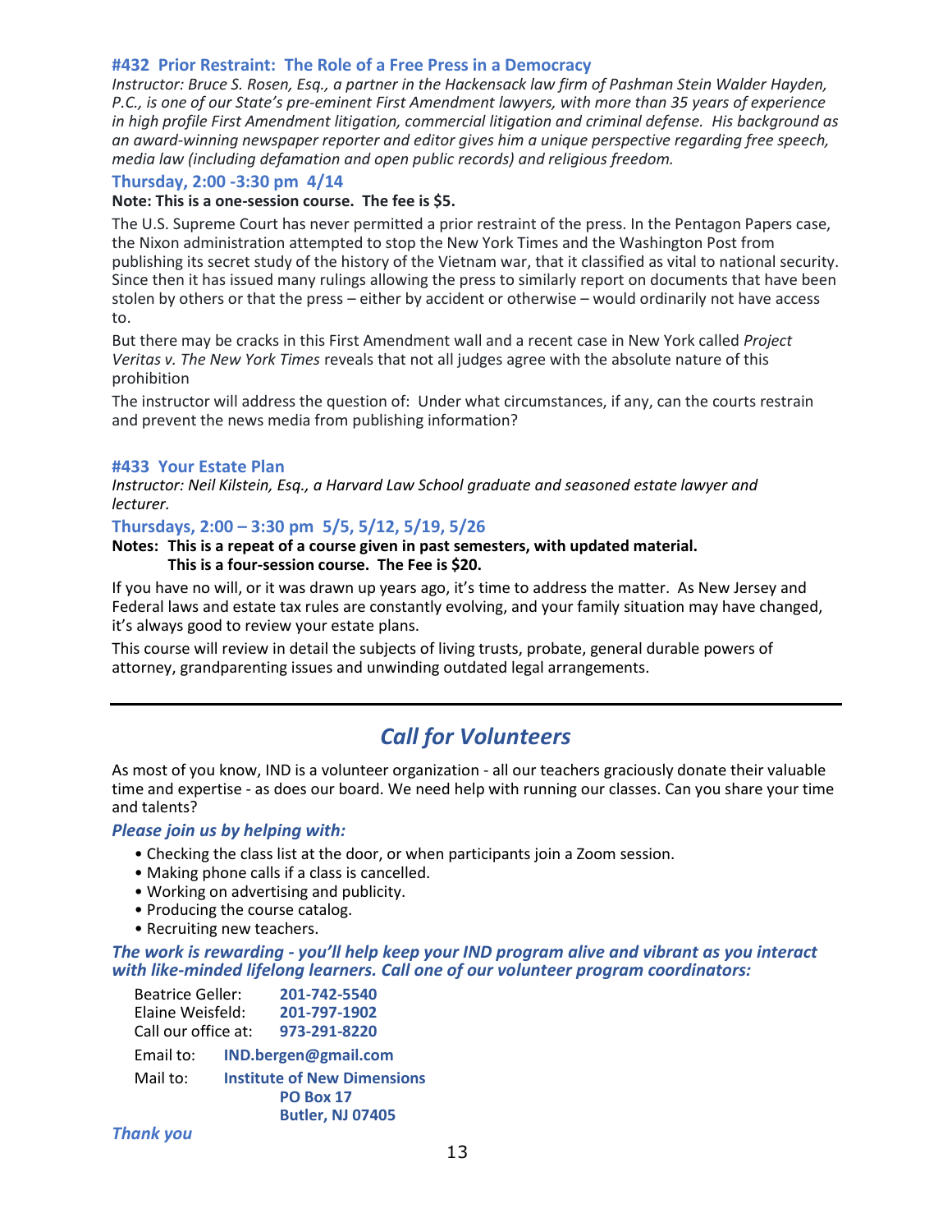### #432 Prior Restraint: The Role of a Free Press in a Democracy

*Instructor: Bruce S. Rosen, Esq., a partner in the Hackensack law firm of Pashman Stein Walder Hayden, P.C., is one of our State's pre-eminent First Amendment lawyers, with more than 35 years of experience in high profile First Amendment litigation, commercial litigation and criminal defense. His background as an award-winning newspaper reporter and editor gives him a unique perspective regarding free speech, media law (including defamation and open public records) and religious freedom.*

**Thursday, 2:00 -3:30 pm 4/14**

**Note: This is a one-session course. The fee is $5.**

The U.S. Supreme Court has never permitted a prior restraint of the press. In the Pentagon Papers case, the Nixon administration attempted to stop the New York Times and the Washington Post from publishing its secret study of the history of the Vietnam war, that it classified as vital to national security. Since then it has issued many rulings allowing the press to similarly report on documents that have been stolen by others or that the press – either by accident or otherwise – would ordinarily not have access to.

But there may be cracks in this First Amendment wall and a recent case in New York called *Project Veritas v. The New York Times* reveals that not all judges agree with the absolute nature of this prohibition

The instructor will address the question of: Under what circumstances, if any, can the courts restrain and prevent the news media from publishing information?

### #433 Your Estate Plan

*Instructor: Neil Kilstein, Esq., a Harvard Law School graduate and seasoned estate lawyer and lecturer.*

**Thursdays, 2:00 – 3:30 pm 5/5, 5/12, 5/19, 5/26**

**Notes: This is a repeat of a course given in past semesters, with updated material.**
**This is a four-session course. The Fee is $20.**

If you have no will, or it was drawn up years ago, it's time to address the matter. As New Jersey and Federal laws and estate tax rules are constantly evolving, and your family situation may have changed, it's always good to review your estate plans.

This course will review in detail the subjects of living trusts, probate, general durable powers of attorney, grandparenting issues and unwinding outdated legal arrangements.

---

## *Call for Volunteers*

As most of you know, IND is a volunteer organization - all our teachers graciously donate their valuable time and expertise - as does our board. We need help with running our classes. Can you share your time and talents?

***Please join us by helping with:***

- Checking the class list at the door, or when participants join a Zoom session.
- Making phone calls if a class is cancelled.
- Working on advertising and publicity.
- Producing the course catalog.
- Recruiting new teachers.

***The work is rewarding - you'll help keep your IND program alive and vibrant as you interact with like-minded lifelong learners. Call one of our volunteer program coordinators:***

Beatrice Geller: **201-742-5540**
Elaine Weisfeld: **201-797-1902**
Call our office at: **973-291-8220**

Email to: **IND.bergen@gmail.com**

Mail to: **Institute of New Dimensions**
**PO Box 17**
**Butler, NJ 07405**

***Thank you***